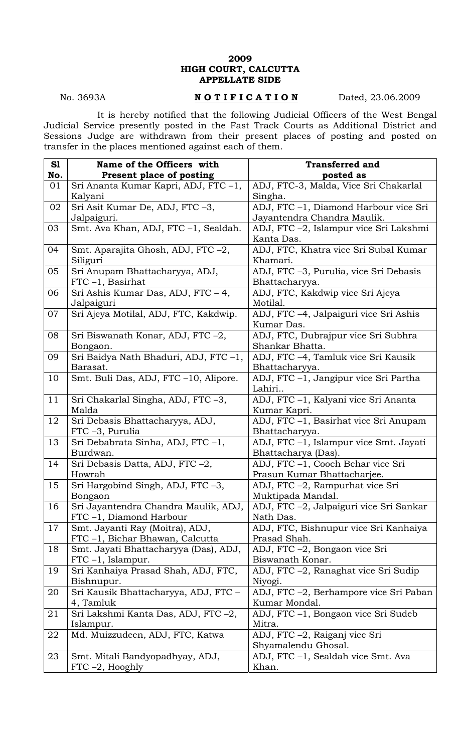**2009**
**HIGH COURT, CALCUTTA**
**APPELLATE SIDE**

No. 3693A **N O T I F I C A T I O N** Dated, 23.06.2009

It is hereby notified that the following Judicial Officers of the West Bengal Judicial Service presently posted in the Fast Track Courts as Additional District and Sessions Judge are withdrawn from their present places of posting and posted on transfer in the places mentioned against each of them.

| Sl No. | Name of the Officers with Present place of posting | Transferred and posted as |
|---|---|---|
| 01 | Sri Ananta Kumar Kapri, ADJ, FTC –1, Kalyani | ADJ, FTC-3, Malda, Vice Sri Chakarlal Singha. |
| 02 | Sri Asit Kumar De, ADJ, FTC –3, Jalpaiguri. | ADJ, FTC –1, Diamond Harbour vice Sri Jayantendra Chandra Maulik. |
| 03 | Smt. Ava Khan, ADJ, FTC –1, Sealdah. | ADJ, FTC –2, Islampur vice Sri Lakshmi Kanta Das. |
| 04 | Smt. Aparajita Ghosh, ADJ, FTC –2, Siliguri | ADJ, FTC, Khatra vice Sri Subal Kumar Khamari. |
| 05 | Sri Anupam Bhattacharyya, ADJ, FTC –1, Basirhat | ADJ, FTC –3, Purulia, vice Sri Debasis Bhattacharyya. |
| 06 | Sri Ashis Kumar Das, ADJ, FTC – 4, Jalpaiguri | ADJ, FTC, Kakdwip vice Sri Ajeya Motilal. |
| 07 | Sri Ajeya Motilal, ADJ, FTC, Kakdwip. | ADJ, FTC –4, Jalpaiguri vice Sri Ashis Kumar Das. |
| 08 | Sri Biswanath Konar, ADJ, FTC –2, Bongaon. | ADJ, FTC, Dubrajpur vice Sri Subhra Shankar Bhatta. |
| 09 | Sri Baidya Nath Bhaduri, ADJ, FTC –1, Barasat. | ADJ, FTC –4, Tamluk vice Sri Kausik Bhattacharyya. |
| 10 | Smt. Buli Das, ADJ, FTC –10, Alipore. | ADJ, FTC –1, Jangipur vice Sri Partha Lahiri.. |
| 11 | Sri Chakarlal Singha, ADJ, FTC –3, Malda | ADJ, FTC –1, Kalyani vice Sri Ananta Kumar Kapri. |
| 12 | Sri Debasis Bhattacharyya, ADJ, FTC –3, Purulia | ADJ, FTC –1, Basirhat vice Sri Anupam Bhattacharyya. |
| 13 | Sri Debabrata Sinha, ADJ, FTC –1, Burdwan. | ADJ, FTC –1, Islampur vice Smt. Jayati Bhattacharya (Das). |
| 14 | Sri Debasis Datta, ADJ, FTC –2, Howrah | ADJ, FTC –1, Cooch Behar vice Sri Prasun Kumar Bhattacharjee. |
| 15 | Sri Hargobind Singh, ADJ, FTC –3, Bongaon | ADJ, FTC –2, Rampurhat vice Sri Muktipada Mandal. |
| 16 | Sri Jayantendra Chandra Maulik, ADJ, FTC –1, Diamond Harbour | ADJ, FTC –2, Jalpaiguri vice Sri Sankar Nath Das. |
| 17 | Smt. Jayanti Ray (Moitra), ADJ, FTC –1, Bichar Bhawan, Calcutta | ADJ, FTC, Bishnupur vice Sri Kanhaiya Prasad Shah. |
| 18 | Smt. Jayati Bhattacharyya (Das), ADJ, FTC –1, Islampur. | ADJ, FTC –2, Bongaon vice Sri Biswanath Konar. |
| 19 | Sri Kanhaiya Prasad Shah, ADJ, FTC, Bishnupur. | ADJ, FTC –2, Ranaghat vice Sri Sudip Niyogi. |
| 20 | Sri Kausik Bhattacharyya, ADJ, FTC – 4, Tamluk | ADJ, FTC –2, Berhampore vice Sri Paban Kumar Mondal. |
| 21 | Sri Lakshmi Kanta Das, ADJ, FTC –2, Islampur. | ADJ, FTC –1, Bongaon vice Sri Sudeb Mitra. |
| 22 | Md. Muizzudeen, ADJ, FTC, Katwa | ADJ, FTC –2, Raiganj vice Sri Shyamalendu Ghosal. |
| 23 | Smt. Mitali Bandyopadhyay, ADJ, FTC –2, Hooghly | ADJ, FTC –1, Sealdah vice Smt. Ava Khan. |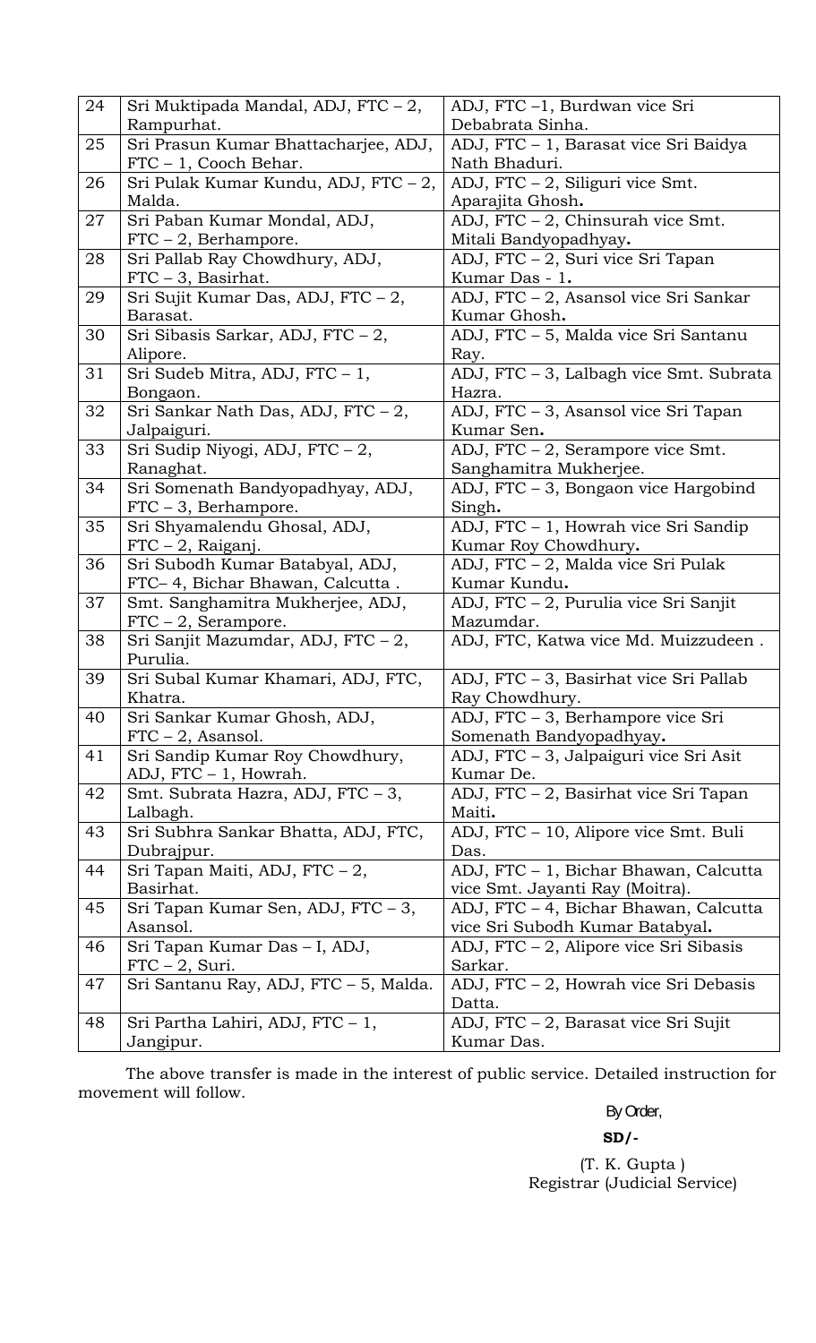| | | |
|---|---|---|
| 24 | Sri Muktipada Mandal, ADJ, FTC – 2, Rampurhat. | ADJ, FTC –1, Burdwan vice Sri Debabrata Sinha. |
| 25 | Sri Prasun Kumar Bhattacharjee, ADJ, FTC – 1, Cooch Behar. | ADJ, FTC – 1, Barasat vice Sri Baidya Nath Bhaduri. |
| 26 | Sri Pulak Kumar Kundu, ADJ, FTC – 2, Malda. | ADJ, FTC – 2, Siliguri vice Smt. Aparajita Ghosh**.** |
| 27 | Sri Paban Kumar Mondal, ADJ, FTC – 2, Berhampore. | ADJ, FTC – 2, Chinsurah vice Smt. Mitali Bandyopadhyay**.** |
| 28 | Sri Pallab Ray Chowdhury, ADJ, FTC – 3, Basirhat. | ADJ, FTC – 2, Suri vice Sri Tapan Kumar Das - 1**.** |
| 29 | Sri Sujit Kumar Das, ADJ, FTC – 2, Barasat. | ADJ, FTC – 2, Asansol vice Sri Sankar Kumar Ghosh**.** |
| 30 | Sri Sibasis Sarkar, ADJ, FTC – 2, Alipore. | ADJ, FTC – 5, Malda vice Sri Santanu Ray. |
| 31 | Sri Sudeb Mitra, ADJ, FTC – 1, Bongaon. | ADJ, FTC – 3, Lalbagh vice Smt. Subrata Hazra. |
| 32 | Sri Sankar Nath Das, ADJ, FTC – 2, Jalpaiguri. | ADJ, FTC – 3, Asansol vice Sri Tapan Kumar Sen**.** |
| 33 | Sri Sudip Niyogi, ADJ, FTC – 2, Ranaghat. | ADJ, FTC – 2, Serampore vice Smt. Sanghamitra Mukherjee. |
| 34 | Sri Somenath Bandyopadhyay, ADJ, FTC – 3, Berhampore. | ADJ, FTC – 3, Bongaon vice Hargobind Singh**.** |
| 35 | Sri Shyamalendu Ghosal, ADJ, FTC – 2, Raiganj. | ADJ, FTC – 1, Howrah vice Sri Sandip Kumar Roy Chowdhury**.** |
| 36 | Sri Subodh Kumar Batabyal, ADJ, FTC– 4, Bichar Bhawan, Calcutta . | ADJ, FTC – 2, Malda vice Sri Pulak Kumar Kundu**.** |
| 37 | Smt. Sanghamitra Mukherjee, ADJ, FTC – 2, Serampore. | ADJ, FTC – 2, Purulia vice Sri Sanjit Mazumdar. |
| 38 | Sri Sanjit Mazumdar, ADJ, FTC – 2, Purulia. | ADJ, FTC, Katwa vice Md. Muizzudeen . |
| 39 | Sri Subal Kumar Khamari, ADJ, FTC, Khatra. | ADJ, FTC – 3, Basirhat vice Sri Pallab Ray Chowdhury. |
| 40 | Sri Sankar Kumar Ghosh, ADJ, FTC – 2, Asansol. | ADJ, FTC – 3, Berhampore vice Sri Somenath Bandyopadhyay**.** |
| 41 | Sri Sandip Kumar Roy Chowdhury, ADJ, FTC – 1, Howrah. | ADJ, FTC – 3, Jalpaiguri vice Sri Asit Kumar De. |
| 42 | Smt. Subrata Hazra, ADJ, FTC – 3, Lalbagh. | ADJ, FTC – 2, Basirhat vice Sri Tapan Maiti**.** |
| 43 | Sri Subhra Sankar Bhatta, ADJ, FTC, Dubrajpur. | ADJ, FTC – 10, Alipore vice Smt. Buli Das. |
| 44 | Sri Tapan Maiti, ADJ, FTC – 2, Basirhat. | ADJ, FTC – 1, Bichar Bhawan, Calcutta vice Smt. Jayanti Ray (Moitra). |
| 45 | Sri Tapan Kumar Sen, ADJ, FTC – 3, Asansol. | ADJ, FTC – 4, Bichar Bhawan, Calcutta vice Sri Subodh Kumar Batabyal**.** |
| 46 | Sri Tapan Kumar Das – I, ADJ, FTC – 2, Suri. | ADJ, FTC – 2, Alipore vice Sri Sibasis Sarkar. |
| 47 | Sri Santanu Ray, ADJ, FTC – 5, Malda. | ADJ, FTC – 2, Howrah vice Sri Debasis Datta. |
| 48 | Sri Partha Lahiri, ADJ, FTC – 1, Jangipur. | ADJ, FTC – 2, Barasat vice Sri Sujit Kumar Das. |

The above transfer is made in the interest of public service. Detailed instruction for movement will follow.

By Order,

**SD/-**

(T. K. Gupta )
Registrar (Judicial Service)